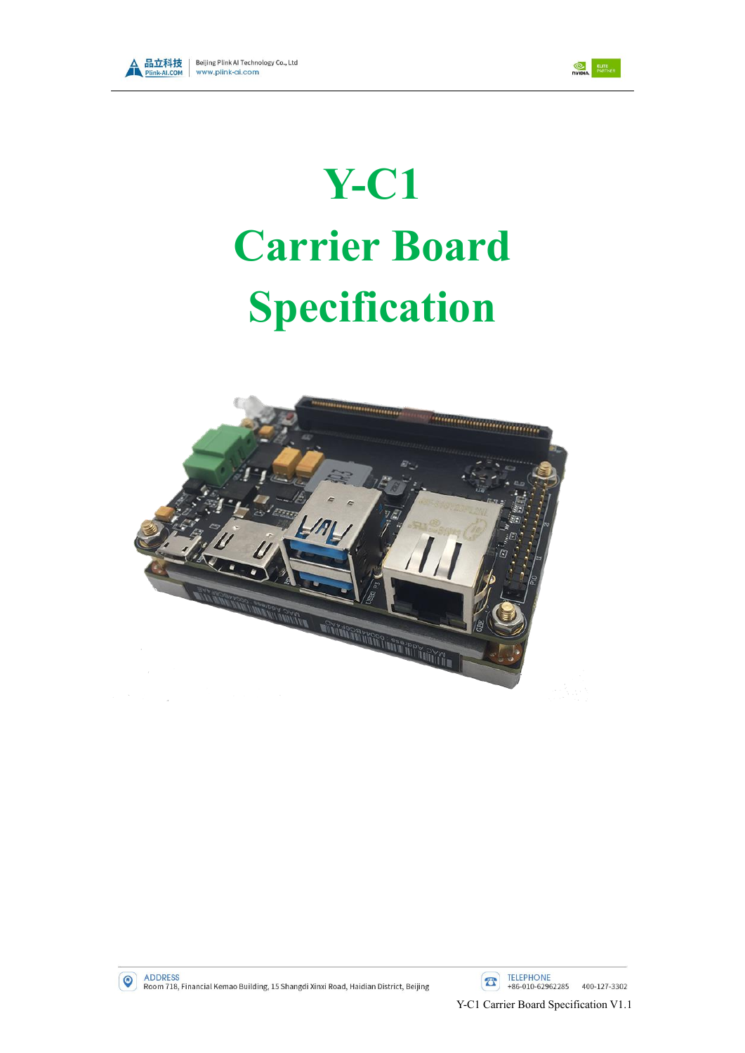# Y-C1 Carrier Board Specification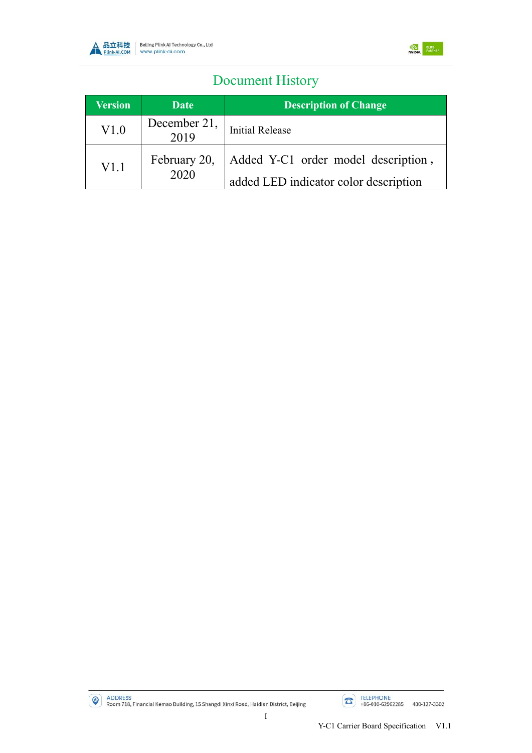# Document History

| Version | Date | Description of Change |
|---|---|---|
| V1.0 | December 21, 2019 | Initial Release |
| V1.1 | February 20, 2020 | Added Y-C1 order model description , added LED indicator color description |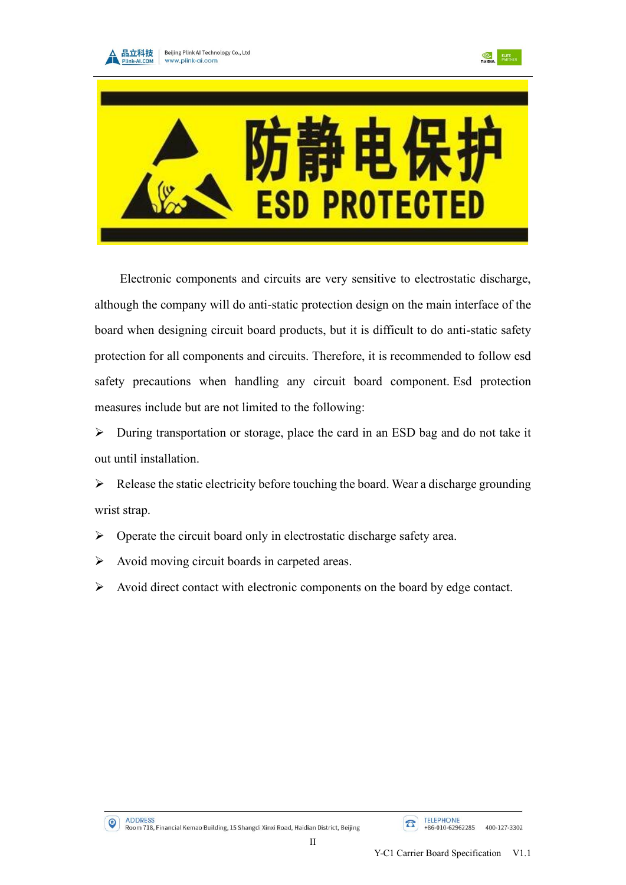防静电保护

ESD PROTECTED

Electronic components and circuits are very sensitive to electrostatic discharge, although the company will do anti-static protection design on the main interface of the board when designing circuit board products, but it is difficult to do anti-static safety protection for all components and circuits. Therefore, it is recommended to follow esd safety precautions when handling any circuit board component. Esd protection measures include but are not limited to the following:

- During transportation or storage, place the card in an ESD bag and do not take it out until installation.
- Release the static electricity before touching the board. Wear a discharge grounding wrist strap.
- Operate the circuit board only in electrostatic discharge safety area.
- Avoid moving circuit boards in carpeted areas.
- Avoid direct contact with electronic components on the board by edge contact.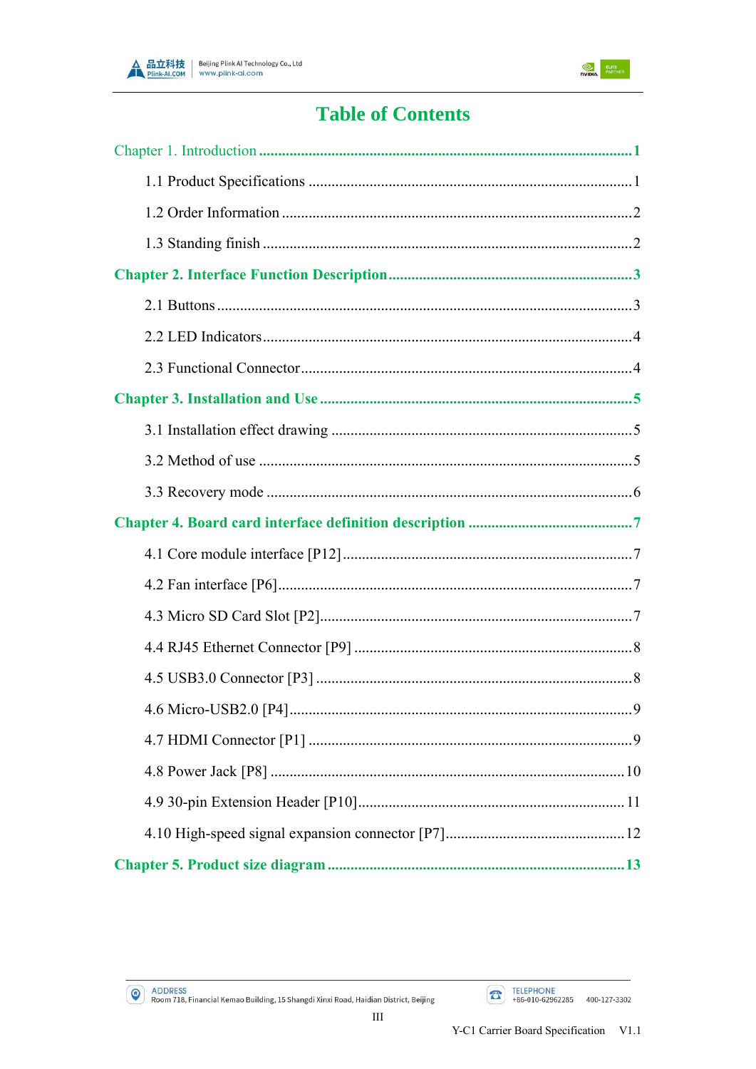# Table of Contents

Chapter 1. Introduction .......................................................................................... 1

1.1 Product Specifications .......................................................................... 1

1.2 Order Information .................................................................................. 2

1.3 Standing finish ....................................................................................... 2

**Chapter 2. Interface Function Description** ........................................................ **3**

2.1 Buttons ................................................................................................... 3

2.2 LED Indicators ....................................................................................... 4

2.3 Functional Connector ............................................................................. 4

**Chapter 3. Installation and Use** .......................................................................... **5**

3.1 Installation effect drawing ..................................................................... 5

3.2 Method of use ........................................................................................ 5

3.3 Recovery mode ...................................................................................... 6

**Chapter 4. Board card interface definition description** ..................................... **7**

4.1 Core module interface [P12] ................................................................. 7

4.2 Fan interface [P6] ................................................................................... 7

4.3 Micro SD Card Slot [P2] ........................................................................ 7

4.4 RJ45 Ethernet Connector [P9] ............................................................... 8

4.5 USB3.0 Connector [P3] ......................................................................... 8

4.6 Micro-USB2.0 [P4] ................................................................................ 9

4.7 HDMI Connector [P1] ........................................................................... 9

4.8 Power Jack [P8] ................................................................................... 10

4.9 30-pin Extension Header [P10] ........................................................... 11

4.10 High-speed signal expansion connector [P7] ..................................... 12

**Chapter 5. Product size diagram** ....................................................................... **13**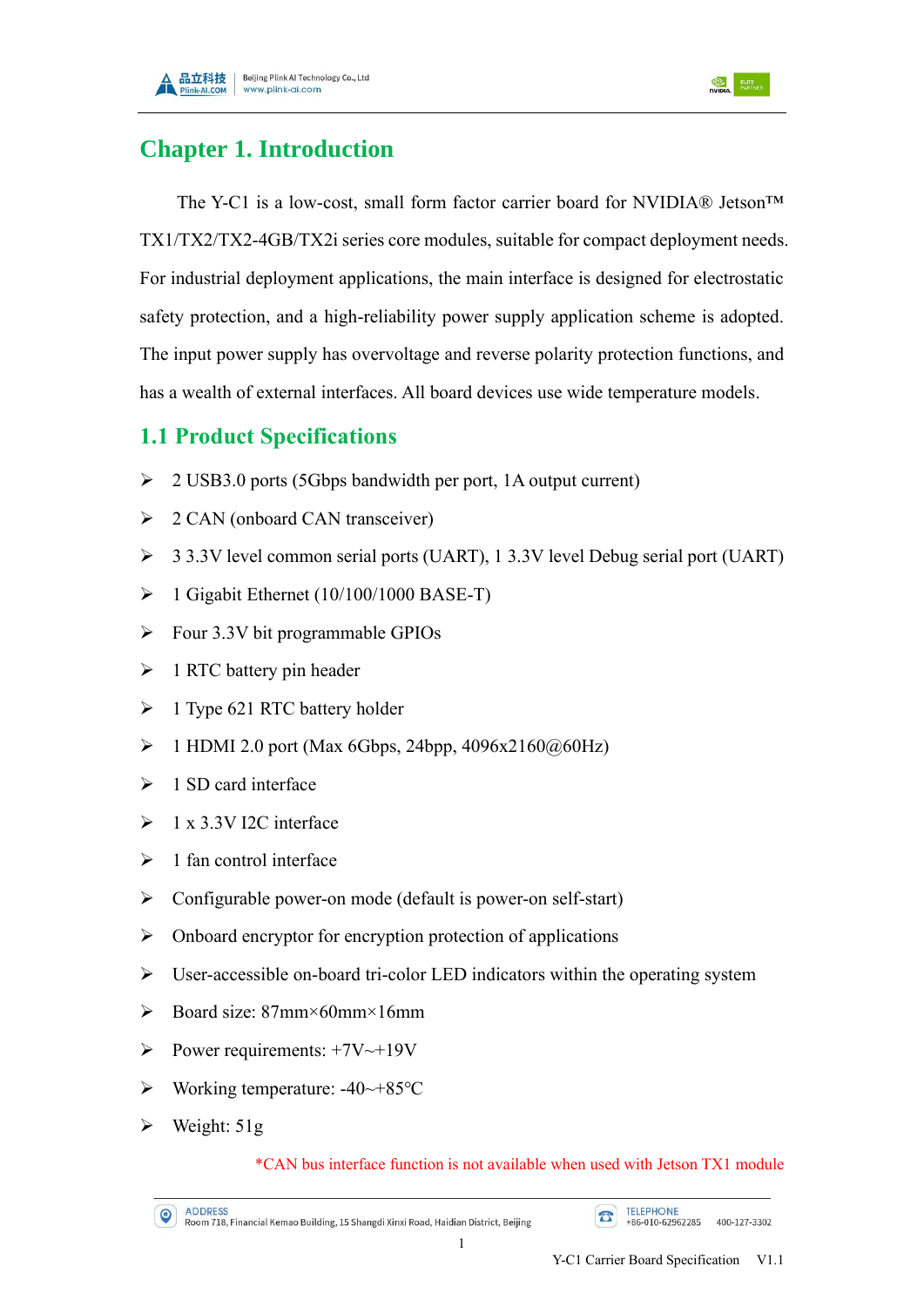# Chapter 1. Introduction

The Y-C1 is a low-cost, small form factor carrier board for NVIDIA® Jetson™ TX1/TX2/TX2-4GB/TX2i series core modules, suitable for compact deployment needs. For industrial deployment applications, the main interface is designed for electrostatic safety protection, and a high-reliability power supply application scheme is adopted. The input power supply has overvoltage and reverse polarity protection functions, and has a wealth of external interfaces. All board devices use wide temperature models.

## 1.1 Product Specifications

- 2 USB3.0 ports (5Gbps bandwidth per port, 1A output current)
- 2 CAN (onboard CAN transceiver)
- 3 3.3V level common serial ports (UART), 1 3.3V level Debug serial port (UART)
- 1 Gigabit Ethernet (10/100/1000 BASE-T)
- Four 3.3V bit programmable GPIOs
- 1 RTC battery pin header
- 1 Type 621 RTC battery holder
- 1 HDMI 2.0 port (Max 6Gbps, 24bpp, 4096x2160@60Hz)
- 1 SD card interface
- 1 x 3.3V I2C interface
- 1 fan control interface
- Configurable power-on mode (default is power-on self-start)
- Onboard encryptor for encryption protection of applications
- User-accessible on-board tri-color LED indicators within the operating system
- Board size: 87mm×60mm×16mm
- Power requirements: +7V~+19V
- Working temperature: -40~+85℃
- Weight: 51g

*CAN bus interface function is not available when used with Jetson TX1 module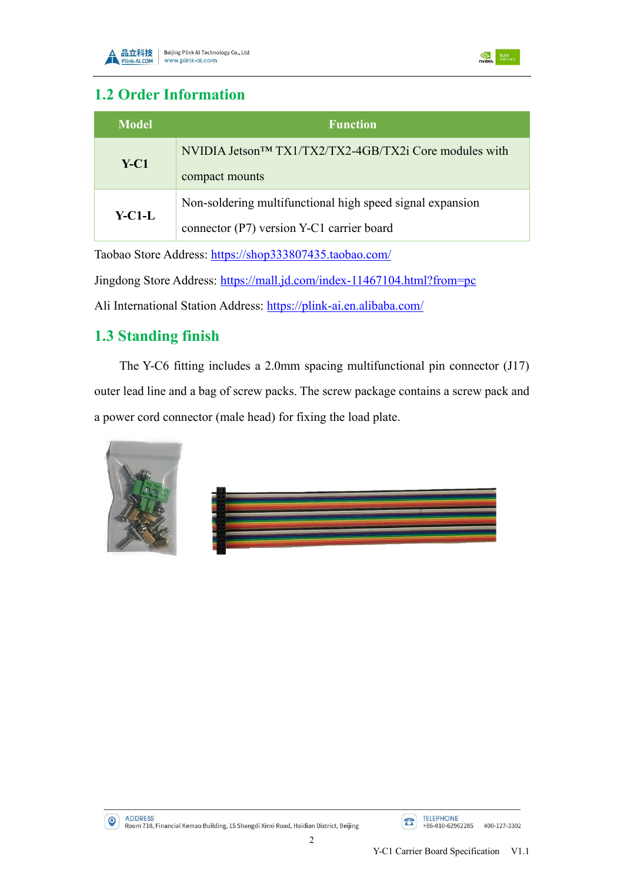## 1.2 Order Information

| Model | Function |
|---|---|
| **Y-C1** | NVIDIA Jetson™ TX1/TX2/TX2-4GB/TX2i Core modules with compact mounts |
| **Y-C1-L** | Non-soldering multifunctional high speed signal expansion connector (P7) version Y-C1 carrier board |

Taobao Store Address: https://shop333807435.taobao.com/

Jingdong Store Address: https://mall.jd.com/index-11467104.html?from=pc

Ali International Station Address: https://plink-ai.en.alibaba.com/

## 1.3 Standing finish

The Y-C6 fitting includes a 2.0mm spacing multifunctional pin connector (J17) outer lead line and a bag of screw packs. The screw package contains a screw pack and a power cord connector (male head) for fixing the load plate.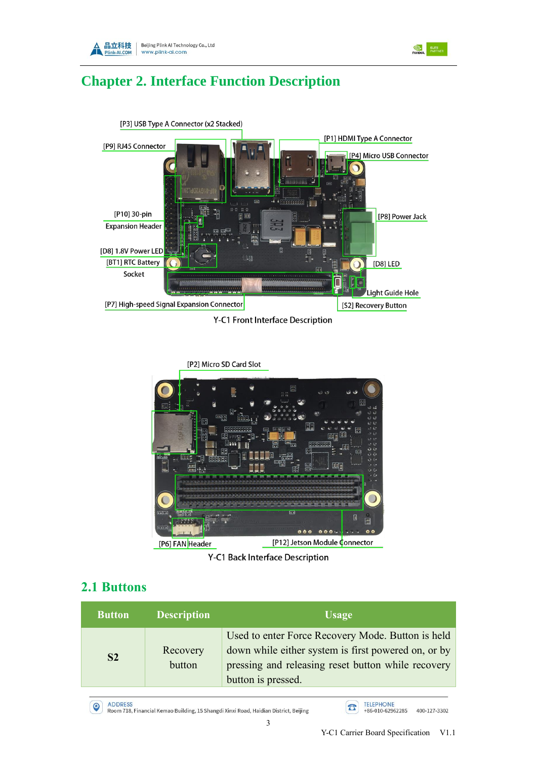# Chapter 2. Interface Function Description

[P3] USB Type A Connector (x2 Stacked)

[P9] RJ45 Connector

[P1] HDMI Type A Connector

[P4] Micro USB Connector

[P10] 30-pin Expansion Header

[P8] Power Jack

[D8] 1.8V Power LED

[BT1] RTC Battery Socket

[D8] LED

Light Guide Hole

[P7] High-speed Signal Expansion Connector

[S2] Recovery Button

Y-C1 Front Interface Description

[P2] Micro SD Card Slot

[P6] FAN Header

[P12] Jetson Module Connector

Y-C1 Back Interface Description

## 2.1 Buttons

| Button | Description | Usage |
| --- | --- | --- |
| **S2** | Recovery button | Used to enter Force Recovery Mode. Button is held down while either system is first powered on, or by pressing and releasing reset button while recovery button is pressed. |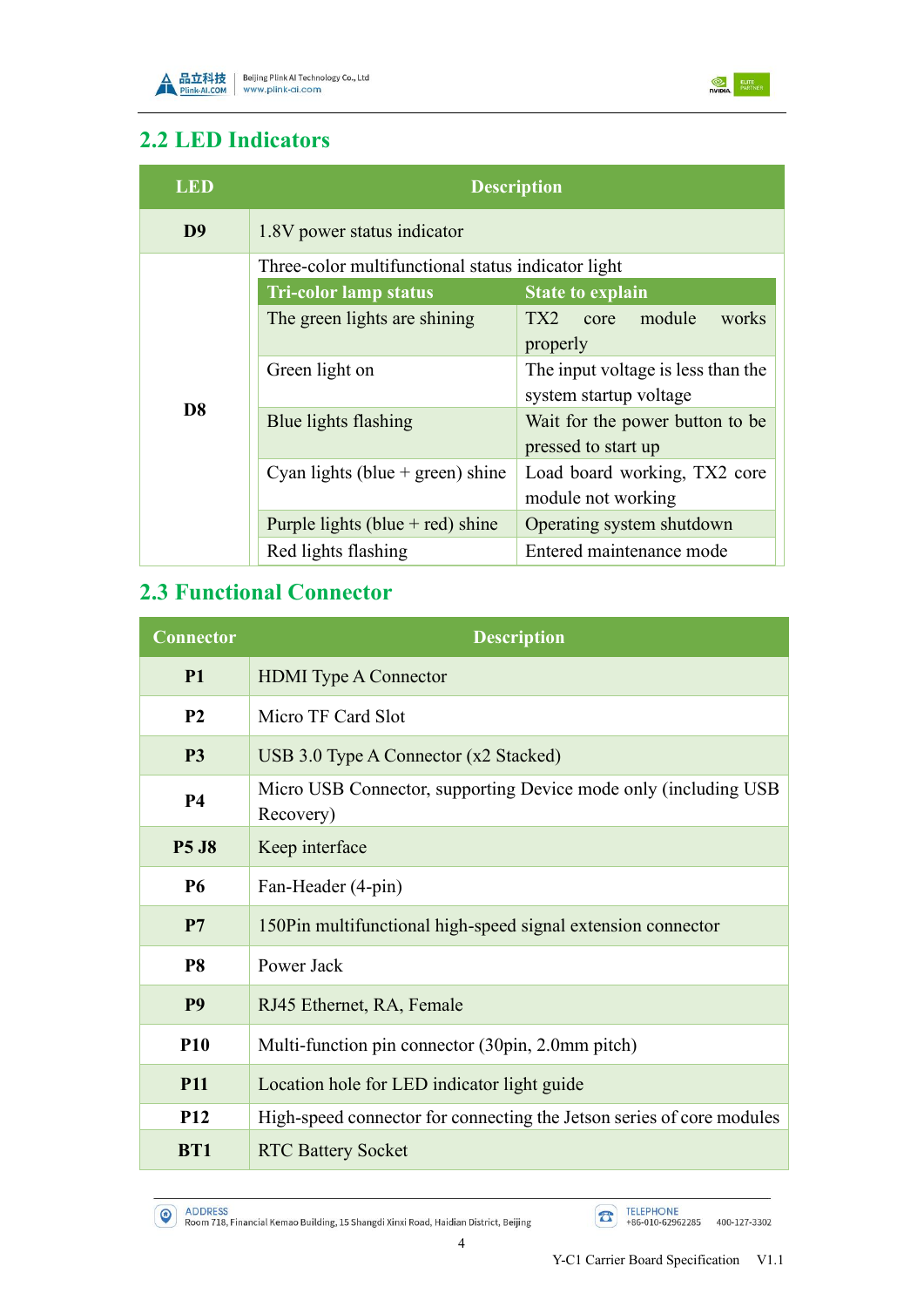## 2.2 LED Indicators

| LED | Description |
|---|---|
| D9 | 1.8V power status indicator |
| D8 | Three-color multifunctional status indicator light |

| Tri-color lamp status | State to explain |
|---|---|
| The green lights are shining | TX2 core module works properly |
| Green light on | The input voltage is less than the system startup voltage |
| Blue lights flashing | Wait for the power button to be pressed to start up |
| Cyan lights (blue + green) shine | Load board working, TX2 core module not working |
| Purple lights (blue + red) shine | Operating system shutdown |
| Red lights flashing | Entered maintenance mode |

## 2.3 Functional Connector

| Connector | Description |
|---|---|
| P1 | HDMI Type A Connector |
| P2 | Micro TF Card Slot |
| P3 | USB 3.0 Type A Connector (x2 Stacked) |
| P4 | Micro USB Connector, supporting Device mode only (including USB Recovery) |
| P5 J8 | Keep interface |
| P6 | Fan-Header (4-pin) |
| P7 | 150Pin multifunctional high-speed signal extension connector |
| P8 | Power Jack |
| P9 | RJ45 Ethernet, RA, Female |
| P10 | Multi-function pin connector (30pin, 2.0mm pitch) |
| P11 | Location hole for LED indicator light guide |
| P12 | High-speed connector for connecting the Jetson series of core modules |
| BT1 | RTC Battery Socket |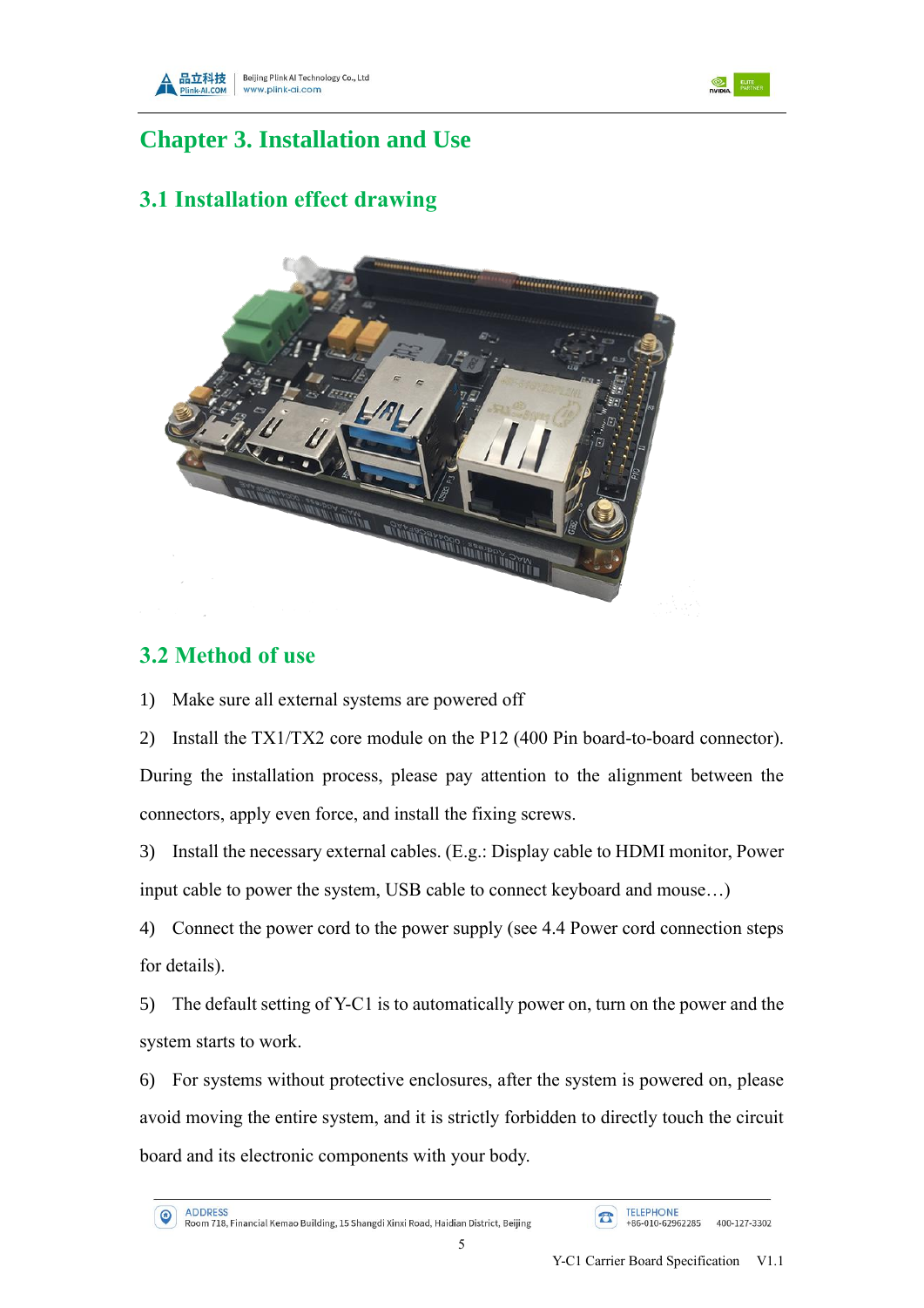# Chapter 3. Installation and Use

## 3.1 Installation effect drawing

## 3.2 Method of use

1) Make sure all external systems are powered off

2) Install the TX1/TX2 core module on the P12 (400 Pin board-to-board connector). During the installation process, please pay attention to the alignment between the connectors, apply even force, and install the fixing screws.

3) Install the necessary external cables. (E.g.: Display cable to HDMI monitor, Power input cable to power the system, USB cable to connect keyboard and mouse…)

4) Connect the power cord to the power supply (see 4.4 Power cord connection steps for details).

5) The default setting of Y-C1 is to automatically power on, turn on the power and the system starts to work.

6) For systems without protective enclosures, after the system is powered on, please avoid moving the entire system, and it is strictly forbidden to directly touch the circuit board and its electronic components with your body.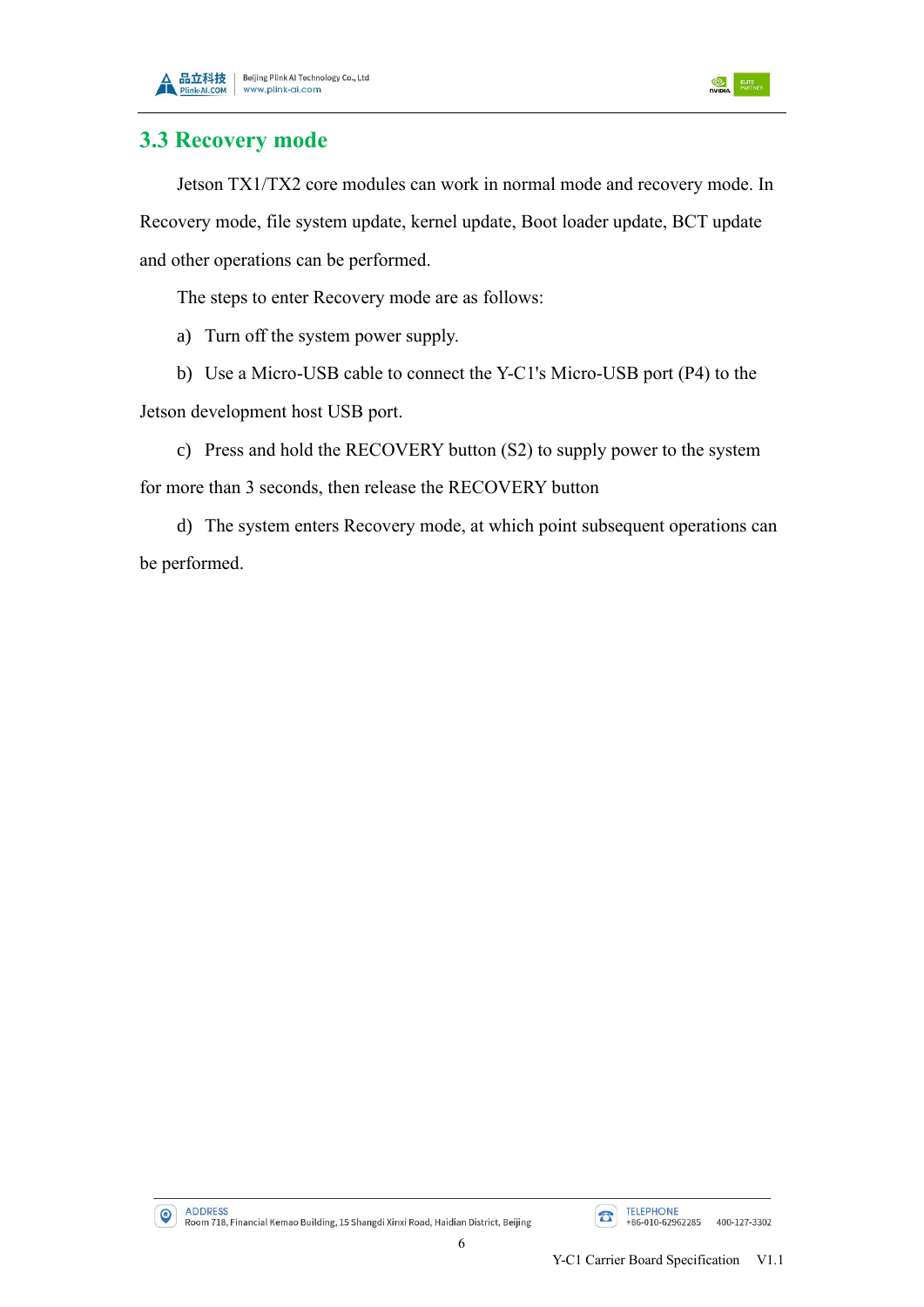## 3.3 Recovery mode

Jetson TX1/TX2 core modules can work in normal mode and recovery mode. In Recovery mode, file system update, kernel update, Boot loader update, BCT update and other operations can be performed.

The steps to enter Recovery mode are as follows:

a) Turn off the system power supply.

b) Use a Micro-USB cable to connect the Y-C1's Micro-USB port (P4) to the Jetson development host USB port.

c) Press and hold the RECOVERY button (S2) to supply power to the system for more than 3 seconds, then release the RECOVERY button

d) The system enters Recovery mode, at which point subsequent operations can be performed.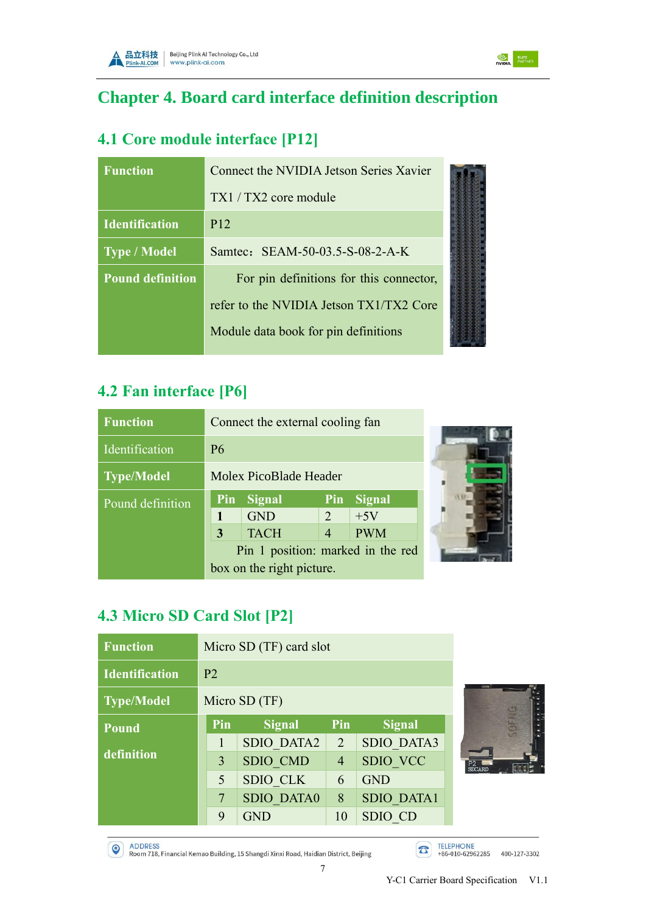# Chapter 4. Board card interface definition description

## 4.1 Core module interface [P12]

| Function | Connect the NVIDIA Jetson Series Xavier TX1 / TX2 core module |
|---|---|
| Identification | P12 |
| Type / Model | Samtec：SEAM-50-03.5-S-08-2-A-K |
| Pound definition | For pin definitions for this connector, refer to the NVIDIA Jetson TX1/TX2 Core Module data book for pin definitions |

## 4.2 Fan interface [P6]

| Function | Connect the external cooling fan |
|---|---|
| Identification | P6 |
| Type/Model | Molex PicoBlade Header |
| Pound definition | See pin table below. Pin 1 position: marked in the red box on the right picture. |

| Pin | Signal | Pin | Signal |
|---|---|---|---|
| 1 | GND | 2 | +5V |
| 3 | TACH | 4 | PWM |

## 4.3 Micro SD Card Slot [P2]

| Function | Micro SD (TF) card slot |
|---|---|
| Identification | P2 |
| Type/Model | Micro SD (TF) |
| Pound definition | See pin table below |

| Pin | Signal | Pin | Signal |
|---|---|---|---|
| 1 | SDIO_DATA2 | 2 | SDIO_DATA3 |
| 3 | SDIO_CMD | 4 | SDIO_VCC |
| 5 | SDIO_CLK | 6 | GND |
| 7 | SDIO_DATA0 | 8 | SDIO_DATA1 |
| 9 | GND | 10 | SDIO_CD |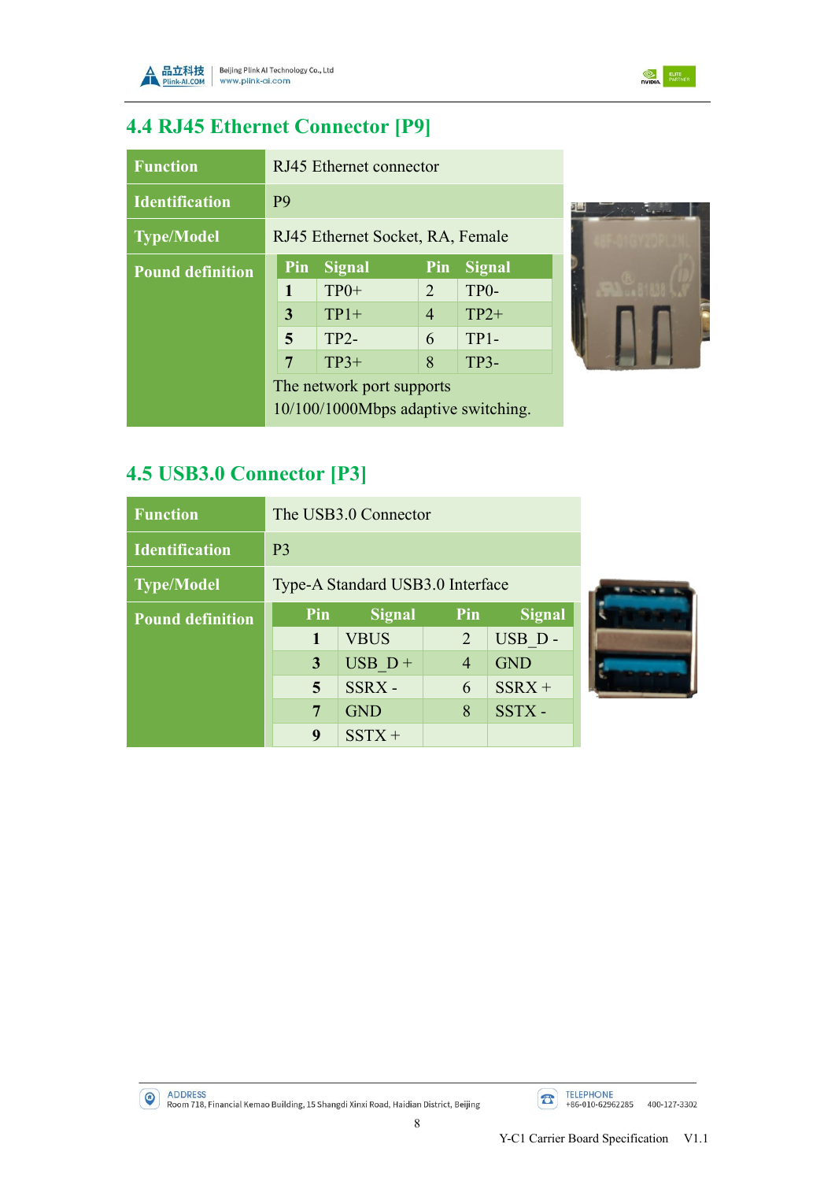## 4.4 RJ45 Ethernet Connector [P9]

| Function | RJ45 Ethernet connector |
|---|---|
| Identification | P9 |
| Type/Model | RJ45 Ethernet Socket, RA, Female |
| Pound definition | See pin table below. The network port supports 10/100/1000Mbps adaptive switching. |

| Pin | Signal | Pin | Signal |
|---|---|---|---|
| 1 | TP0+ | 2 | TP0- |
| 3 | TP1+ | 4 | TP2+ |
| 5 | TP2- | 6 | TP1- |
| 7 | TP3+ | 8 | TP3- |

## 4.5 USB3.0 Connector [P3]

| Function | The USB3.0 Connector |
|---|---|
| Identification | P3 |
| Type/Model | Type-A Standard USB3.0 Interface |
| Pound definition | See pin table below. |

| Pin | Signal | Pin | Signal |
|---|---|---|---|
| 1 | VBUS | 2 | USB_D - |
| 3 | USB_D + | 4 | GND |
| 5 | SSRX - | 6 | SSRX + |
| 7 | GND | 8 | SSTX - |
| 9 | SSTX + | | |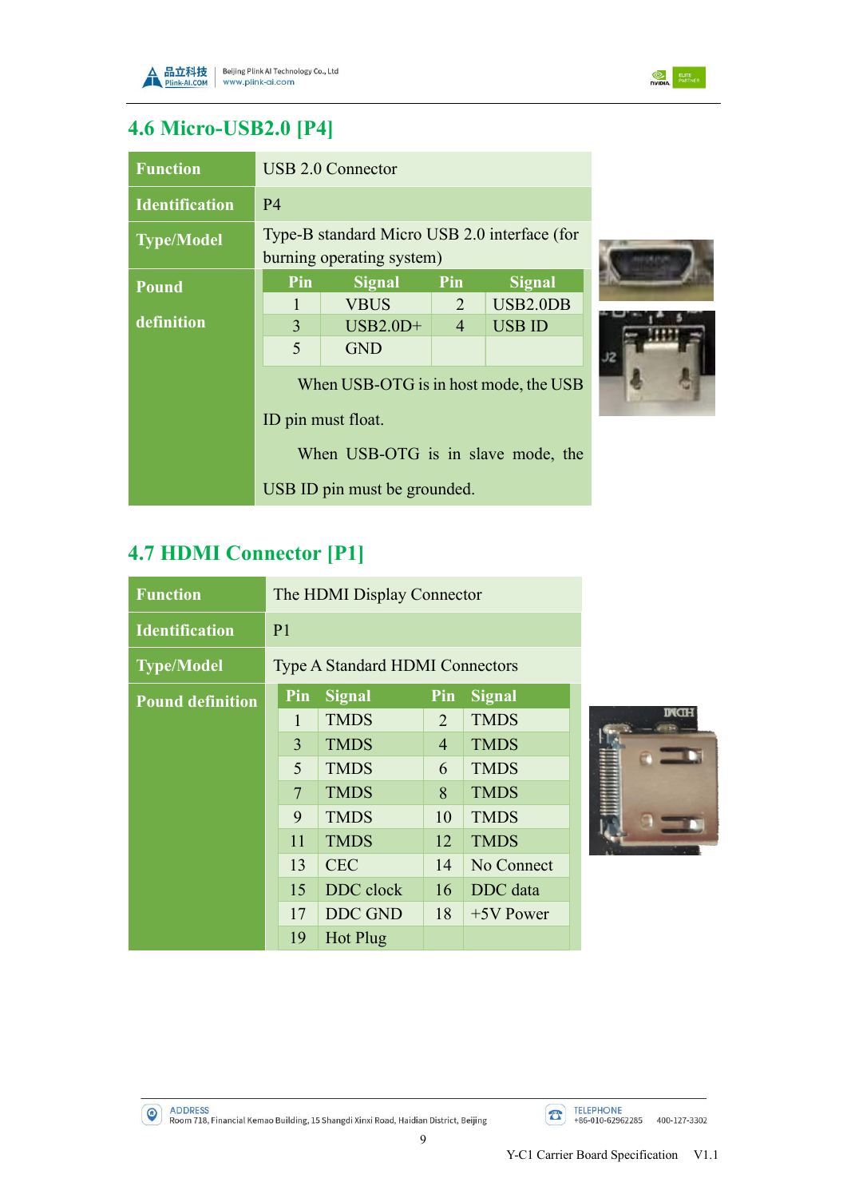## 4.6 Micro-USB2.0 [P4]

| | |
|---|---|
| **Function** | USB 2.0 Connector |
| **Identification** | P4 |
| **Type/Model** | Type-B standard Micro USB 2.0 interface (for burning operating system) |
| **Pound definition** | See pin table below |

| Pin | Signal | Pin | Signal |
|---|---|---|---|
| 1 | VBUS | 2 | USB2.0DB |
| 3 | USB2.0D+ | 4 | USB ID |
| 5 | GND | | |

When USB-OTG is in host mode, the USB ID pin must float.

When USB-OTG is in slave mode, the USB ID pin must be grounded.

## 4.7 HDMI Connector [P1]

| | |
|---|---|
| **Function** | The HDMI Display Connector |
| **Identification** | P1 |
| **Type/Model** | Type A Standard HDMI Connectors |
| **Pound definition** | See pin table below |

| Pin | Signal | Pin | Signal |
|---|---|---|---|
| 1 | TMDS | 2 | TMDS |
| 3 | TMDS | 4 | TMDS |
| 5 | TMDS | 6 | TMDS |
| 7 | TMDS | 8 | TMDS |
| 9 | TMDS | 10 | TMDS |
| 11 | TMDS | 12 | TMDS |
| 13 | CEC | 14 | No Connect |
| 15 | DDC clock | 16 | DDC data |
| 17 | DDC GND | 18 | +5V Power |
| 19 | Hot Plug | | |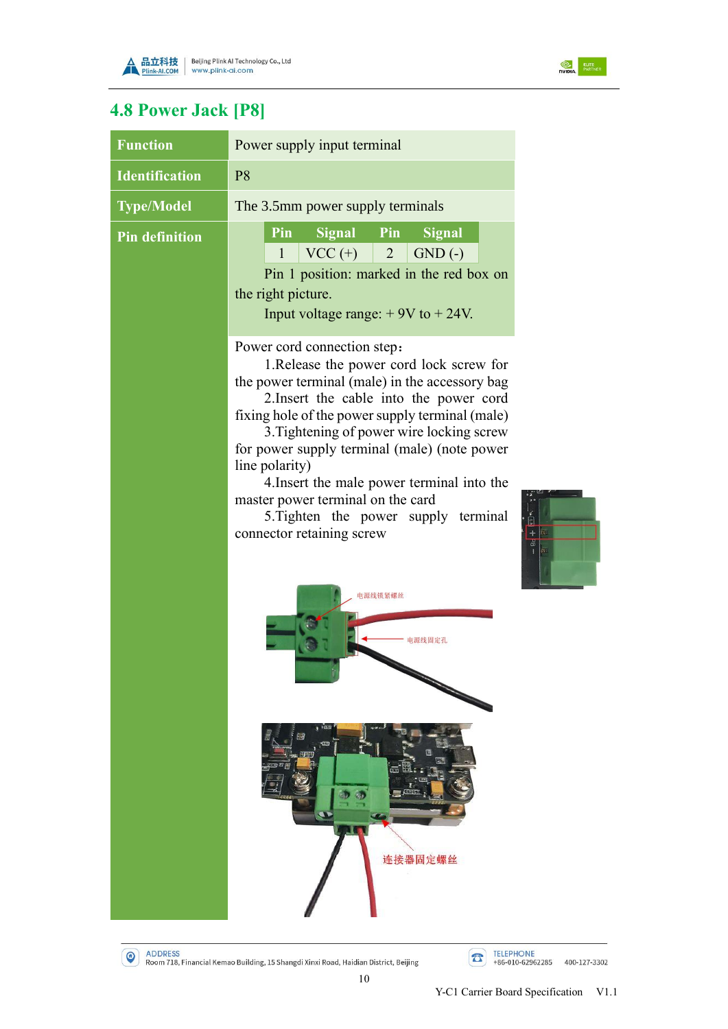## 4.8 Power Jack [P8]

| Function | Power supply input terminal |
|---|---|
| Identification | P8 |
| Type/Model | The 3.5mm power supply terminals |
| Pin definition | Pin 1: VCC (+); Pin 2: GND (-)<br>Pin 1 position: marked in the red box on the right picture.<br>Input voltage range: + 9V to + 24V. |
| | Power cord connection step：<br>1.Release the power cord lock screw for the power terminal (male) in the accessory bag<br>2.Insert the cable into the power cord fixing hole of the power supply terminal (male)<br>3.Tightening of power wire locking screw for power supply terminal (male) (note power line polarity)<br>4.Insert the male power terminal into the master power terminal on the card<br>5.Tighten the power supply terminal connector retaining screw |

Pin definition:

| Pin | Signal | Pin | Signal |
|---|---|---|---|
| 1 | VCC (+) | 2 | GND (-) |

电源线锁紧螺丝

电源线固定孔

连接器固定螺丝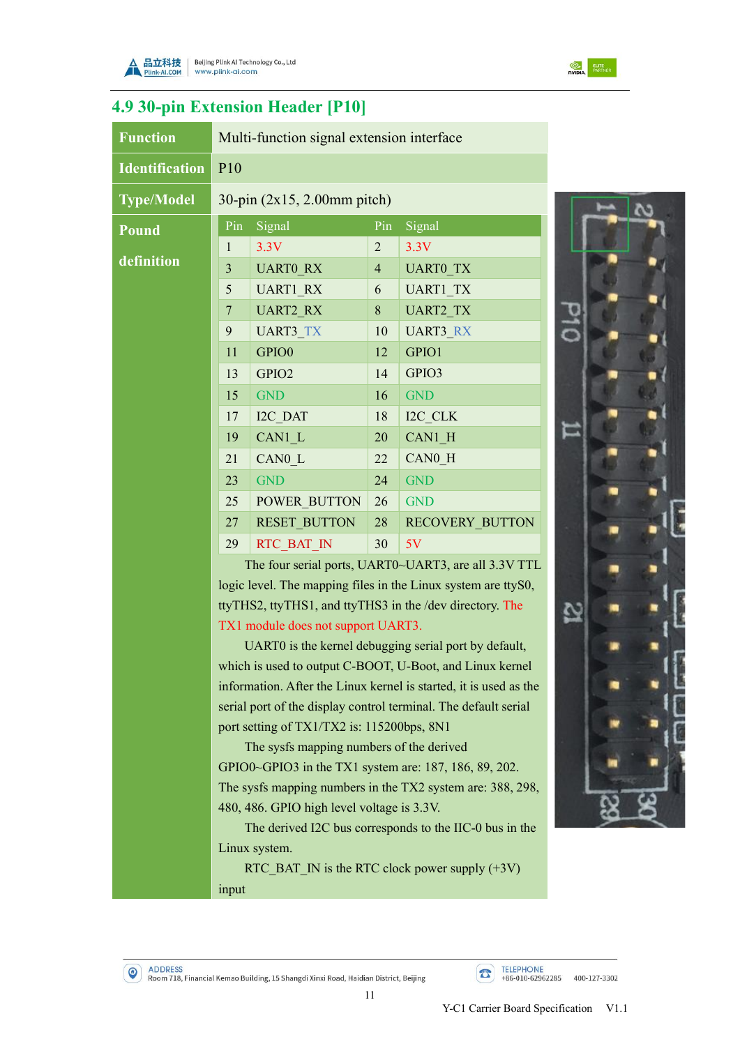## 4.9 30-pin Extension Header [P10]

| | |
|---|---|
| **Function** | Multi-function signal extension interface |
| **Identification** | P10 |
| **Type/Model** | 30-pin (2x15, 2.00mm pitch) |

**Pound definition**

| Pin | Signal | Pin | Signal |
|---|---|---|---|
| 1 | 3.3V | 2 | 3.3V |
| 3 | UART0_RX | 4 | UART0_TX |
| 5 | UART1_RX | 6 | UART1_TX |
| 7 | UART2_RX | 8 | UART2_TX |
| 9 | UART3_TX | 10 | UART3_RX |
| 11 | GPIO0 | 12 | GPIO1 |
| 13 | GPIO2 | 14 | GPIO3 |
| 15 | GND | 16 | GND |
| 17 | I2C_DAT | 18 | I2C_CLK |
| 19 | CAN1_L | 20 | CAN1_H |
| 21 | CAN0_L | 22 | CAN0_H |
| 23 | GND | 24 | GND |
| 25 | POWER_BUTTON | 26 | GND |
| 27 | RESET_BUTTON | 28 | RECOVERY_BUTTON |
| 29 | RTC_BAT_IN | 30 | 5V |

The four serial ports, UART0~UART3, are all 3.3V TTL logic level. The mapping files in the Linux system are ttyS0, ttyTHS2, ttyTHS1, and ttyTHS3 in the /dev directory. The TX1 module does not support UART3.

UART0 is the kernel debugging serial port by default, which is used to output C-BOOT, U-Boot, and Linux kernel information. After the Linux kernel is started, it is used as the serial port of the display control terminal. The default serial port setting of TX1/TX2 is: 115200bps, 8N1

The sysfs mapping numbers of the derived GPIO0~GPIO3 in the TX1 system are: 187, 186, 89, 202. The sysfs mapping numbers in the TX2 system are: 388, 298, 480, 486. GPIO high level voltage is 3.3V.

The derived I2C bus corresponds to the IIC-0 bus in the Linux system.

RTC_BAT_IN is the RTC clock power supply (+3V) input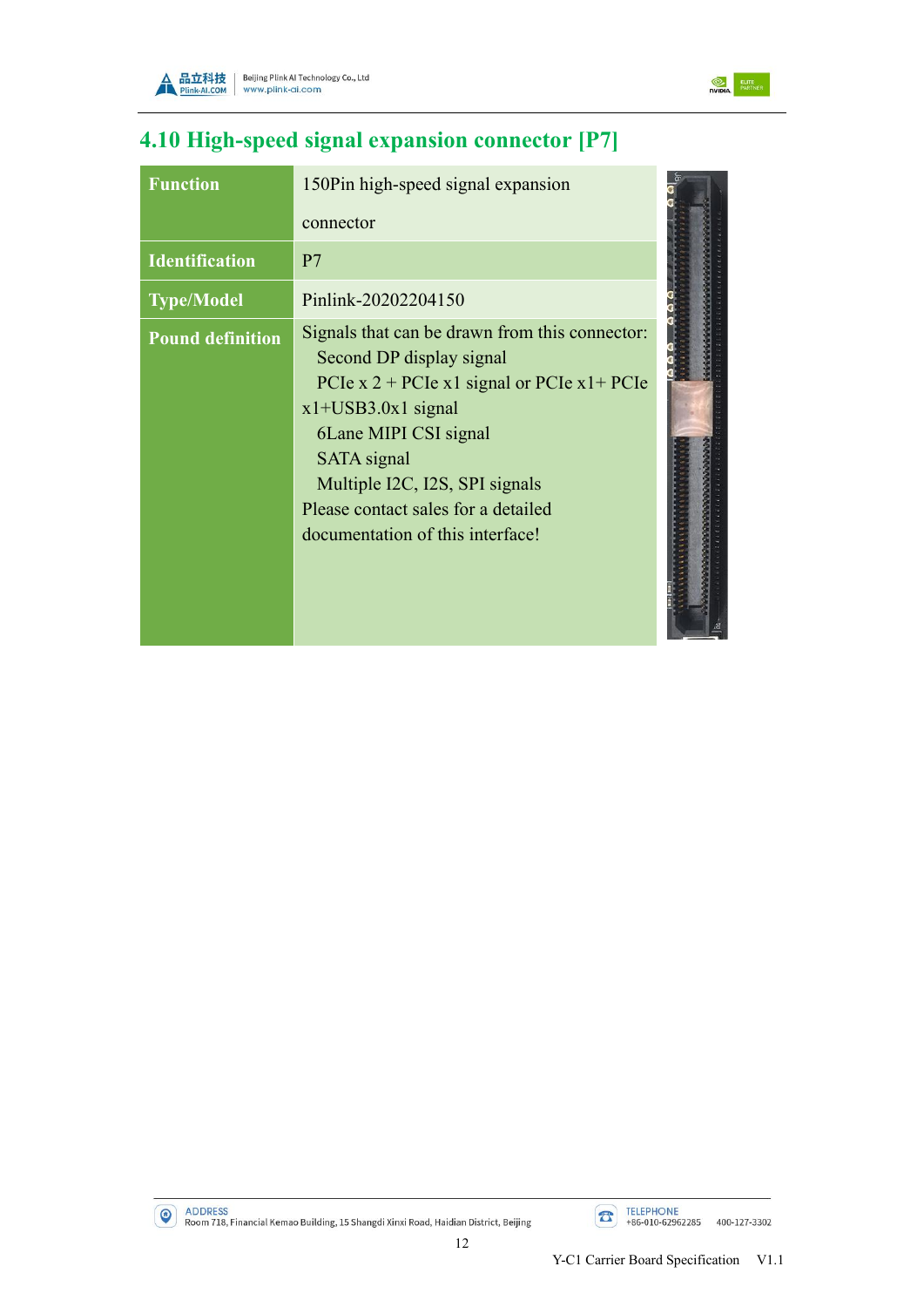## 4.10 High-speed signal expansion connector [P7]

| **Function** | 150Pin high-speed signal expansion connector |
|---|---|
| **Identification** | P7 |
| **Type/Model** | Pinlink-20202204150 |
| **Pound definition** | Signals that can be drawn from this connector:<br>Second DP display signal<br>PCIe x 2 + PCIe x1 signal or PCIe x1+ PCIe x1+USB3.0x1 signal<br>6Lane MIPI CSI signal<br>SATA signal<br>Multiple I2C, I2S, SPI signals<br>Please contact sales for a detailed documentation of this interface! |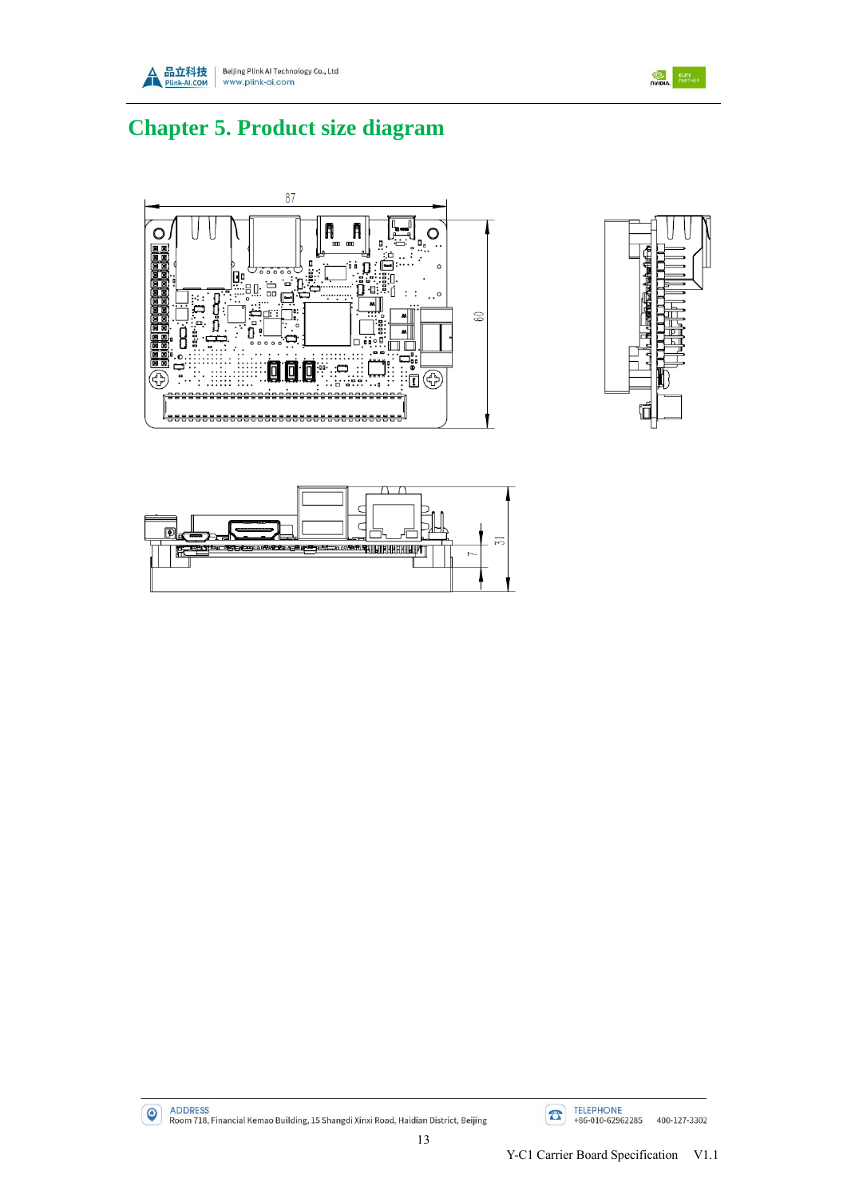# Chapter 5. Product size diagram

87

60

7

31